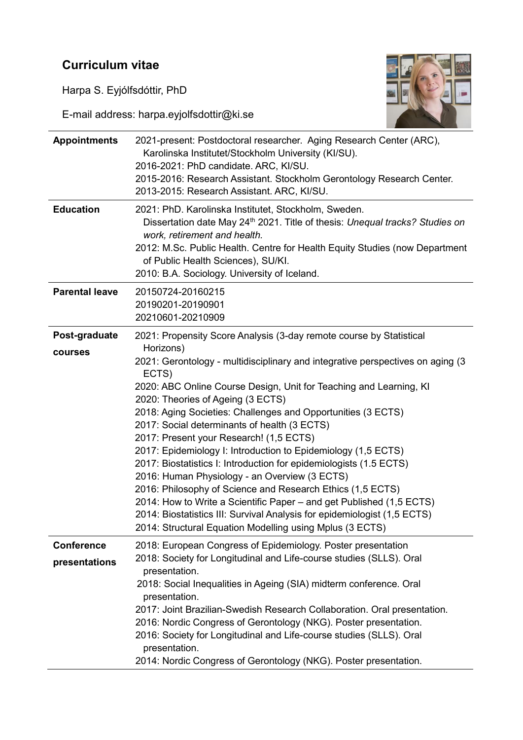# Curriculum vitae

Harpa S. Eyjólfsdóttir, PhD

E-mail address: harpa.eyjolfsdottir@ki.se

| | |
|---|---|
| **Appointments** | 2021-present: Postdoctoral researcher. Aging Research Center (ARC), Karolinska Institutet/Stockholm University (KI/SU).<br>2016-2021: PhD candidate. ARC, KI/SU.<br>2015-2016: Research Assistant. Stockholm Gerontology Research Center.<br>2013-2015: Research Assistant. ARC, KI/SU. |
| **Education** | 2021: PhD. Karolinska Institutet, Stockholm, Sweden.<br>Dissertation date May 24th 2021. Title of thesis: *Unequal tracks? Studies on work, retirement and health.*<br>2012: M.Sc. Public Health. Centre for Health Equity Studies (now Department of Public Health Sciences), SU/KI.<br>2010: B.A. Sociology. University of Iceland. |
| **Parental leave** | 20150724-20160215<br>20190201-20190901<br>20210601-20210909 |
| **Post-graduate courses** | 2021: Propensity Score Analysis (3-day remote course by Statistical Horizons)<br>2021: Gerontology - multidisciplinary and integrative perspectives on aging (3 ECTS)<br>2020: ABC Online Course Design, Unit for Teaching and Learning, KI<br>2020: Theories of Ageing (3 ECTS)<br>2018: Aging Societies: Challenges and Opportunities (3 ECTS)<br>2017: Social determinants of health (3 ECTS)<br>2017: Present your Research! (1,5 ECTS)<br>2017: Epidemiology I: Introduction to Epidemiology (1,5 ECTS)<br>2017: Biostatistics I: Introduction for epidemiologists (1.5 ECTS)<br>2016: Human Physiology - an Overview (3 ECTS)<br>2016: Philosophy of Science and Research Ethics (1,5 ECTS)<br>2014: How to Write a Scientific Paper – and get Published (1,5 ECTS)<br>2014: Biostatistics III: Survival Analysis for epidemiologist (1,5 ECTS)<br>2014: Structural Equation Modelling using Mplus (3 ECTS) |
| **Conference presentations** | 2018: European Congress of Epidemiology. Poster presentation<br>2018: Society for Longitudinal and Life-course studies (SLLS). Oral presentation.<br>2018: Social Inequalities in Ageing (SIA) midterm conference. Oral presentation.<br>2017: Joint Brazilian-Swedish Research Collaboration. Oral presentation.<br>2016: Nordic Congress of Gerontology (NKG). Poster presentation.<br>2016: Society for Longitudinal and Life-course studies (SLLS). Oral presentation.<br>2014: Nordic Congress of Gerontology (NKG). Poster presentation. |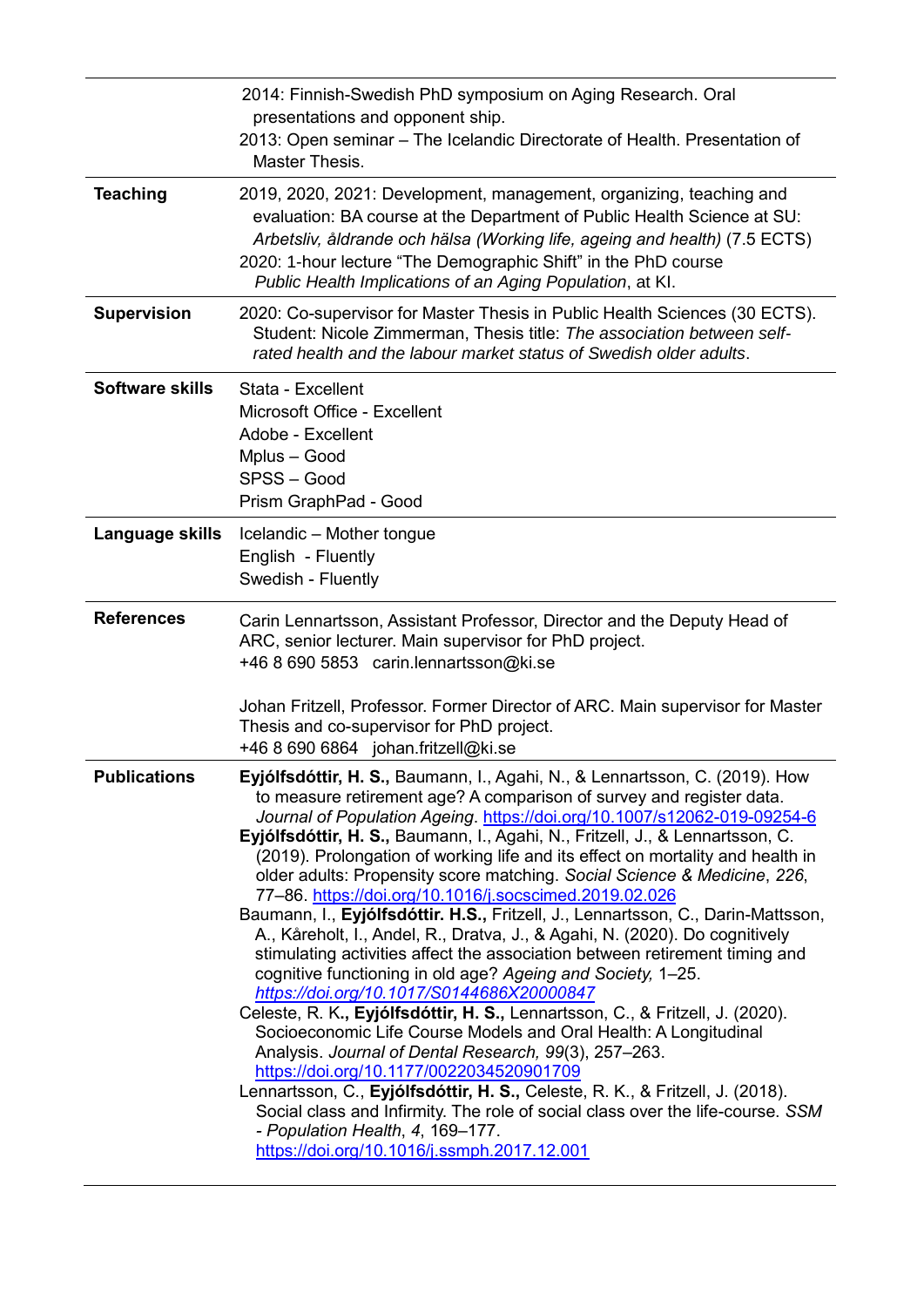| | |
|---|---|
| | 2014: Finnish-Swedish PhD symposium on Aging Research. Oral presentations and opponent ship.<br>2013: Open seminar – The Icelandic Directorate of Health. Presentation of Master Thesis. |
| **Teaching** | 2019, 2020, 2021: Development, management, organizing, teaching and evaluation: BA course at the Department of Public Health Science at SU: *Arbetsliv, åldrande och hälsa (Working life, ageing and health)* (7.5 ECTS)<br>2020: 1-hour lecture "The Demographic Shift" in the PhD course *Public Health Implications of an Aging Population*, at KI. |
| **Supervision** | 2020: Co-supervisor for Master Thesis in Public Health Sciences (30 ECTS). Student: Nicole Zimmerman, Thesis title: *The association between self-rated health and the labour market status of Swedish older adults*. |
| **Software skills** | Stata - Excellent<br>Microsoft Office - Excellent<br>Adobe - Excellent<br>Mplus – Good<br>SPSS – Good<br>Prism GraphPad - Good |
| **Language skills** | Icelandic – Mother tongue<br>English - Fluently<br>Swedish - Fluently |
| **References** | Carin Lennartsson, Assistant Professor, Director and the Deputy Head of ARC, senior lecturer. Main supervisor for PhD project.<br>+46 8 690 5853 carin.lennartsson@ki.se<br><br>Johan Fritzell, Professor. Former Director of ARC. Main supervisor for Master Thesis and co-supervisor for PhD project.<br>+46 8 690 6864 johan.fritzell@ki.se |
| **Publications** | **Eyjólfsdóttir, H. S.,** Baumann, I., Agahi, N., & Lennartsson, C. (2019). How to measure retirement age? A comparison of survey and register data. *Journal of Population Ageing*. https://doi.org/10.1007/s12062-019-09254-6<br>**Eyjólfsdóttir, H. S.,** Baumann, I., Agahi, N., Fritzell, J., & Lennartsson, C. (2019). Prolongation of working life and its effect on mortality and health in older adults: Propensity score matching. *Social Science & Medicine*, *226*, 77–86. https://doi.org/10.1016/j.socscimed.2019.02.026<br>Baumann, I., **Eyjólfsdóttir. H.S.,** Fritzell, J., Lennartsson, C., Darin-Mattsson, A., Kåreholt, I., Andel, R., Dratva, J., & Agahi, N. (2020). Do cognitively stimulating activities affect the association between retirement timing and cognitive functioning in old age? *Ageing and Society,* 1–25. *https://doi.org/10.1017/S0144686X20000847*<br>Celeste, R. K**., Eyjólfsdóttir, H. S.,** Lennartsson, C., & Fritzell, J. (2020). Socioeconomic Life Course Models and Oral Health: A Longitudinal Analysis. *Journal of Dental Research, 99*(3), 257–263. https://doi.org/10.1177/0022034520901709<br>Lennartsson, C., **Eyjólfsdóttir, H. S.,** Celeste, R. K., & Fritzell, J. (2018). Social class and Infirmity. The role of social class over the life-course. *SSM - Population Health*, *4*, 169–177. https://doi.org/10.1016/j.ssmph.2017.12.001 |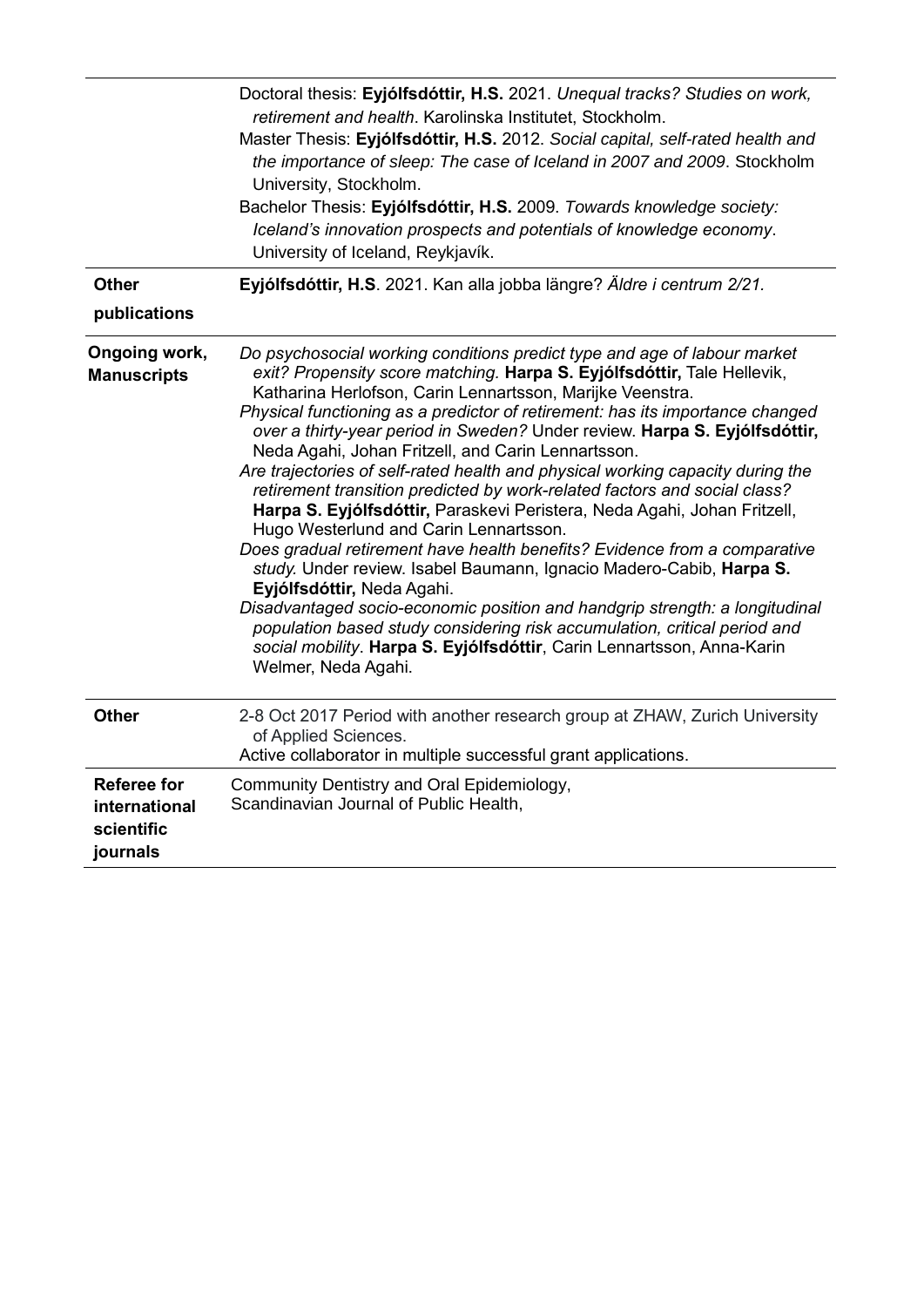| | |
|---|---|
| | Doctoral thesis: **Eyjólfsdóttir, H.S.** 2021. *Unequal tracks? Studies on work, retirement and health*. Karolinska Institutet, Stockholm.<br>Master Thesis: **Eyjólfsdóttir, H.S.** 2012. *Social capital, self-rated health and the importance of sleep: The case of Iceland in 2007 and 2009*. Stockholm University, Stockholm.<br>Bachelor Thesis: **Eyjólfsdóttir, H.S.** 2009. *Towards knowledge society: Iceland's innovation prospects and potentials of knowledge economy*. University of Iceland, Reykjavík. |
| **Other publications** | **Eyjólfsdóttir, H.S**. 2021. Kan alla jobba längre? *Äldre i centrum 2/21*. |
| **Ongoing work, Manuscripts** | *Do psychosocial working conditions predict type and age of labour market exit? Propensity score matching.* **Harpa S. Eyjólfsdóttir,** Tale Hellevik, Katharina Herlofson, Carin Lennartsson, Marijke Veenstra.<br>*Physical functioning as a predictor of retirement: has its importance changed over a thirty-year period in Sweden?* Under review. **Harpa S. Eyjólfsdóttir,** Neda Agahi, Johan Fritzell, and Carin Lennartsson.<br>*Are trajectories of self-rated health and physical working capacity during the retirement transition predicted by work-related factors and social class?* **Harpa S. Eyjólfsdóttir,** Paraskevi Peristera, Neda Agahi, Johan Fritzell, Hugo Westerlund and Carin Lennartsson.<br>*Does gradual retirement have health benefits? Evidence from a comparative study.* Under review. Isabel Baumann, Ignacio Madero-Cabib, **Harpa S. Eyjólfsdóttir,** Neda Agahi.<br>*Disadvantaged socio-economic position and handgrip strength: a longitudinal population based study considering risk accumulation, critical period and social mobility*. **Harpa S. Eyjólfsdóttir**, Carin Lennartsson, Anna-Karin Welmer, Neda Agahi. |
| **Other** | 2-8 Oct 2017 Period with another research group at ZHAW, Zurich University of Applied Sciences.<br>Active collaborator in multiple successful grant applications. |
| **Referee for international scientific journals** | Community Dentistry and Oral Epidemiology,<br>Scandinavian Journal of Public Health, |